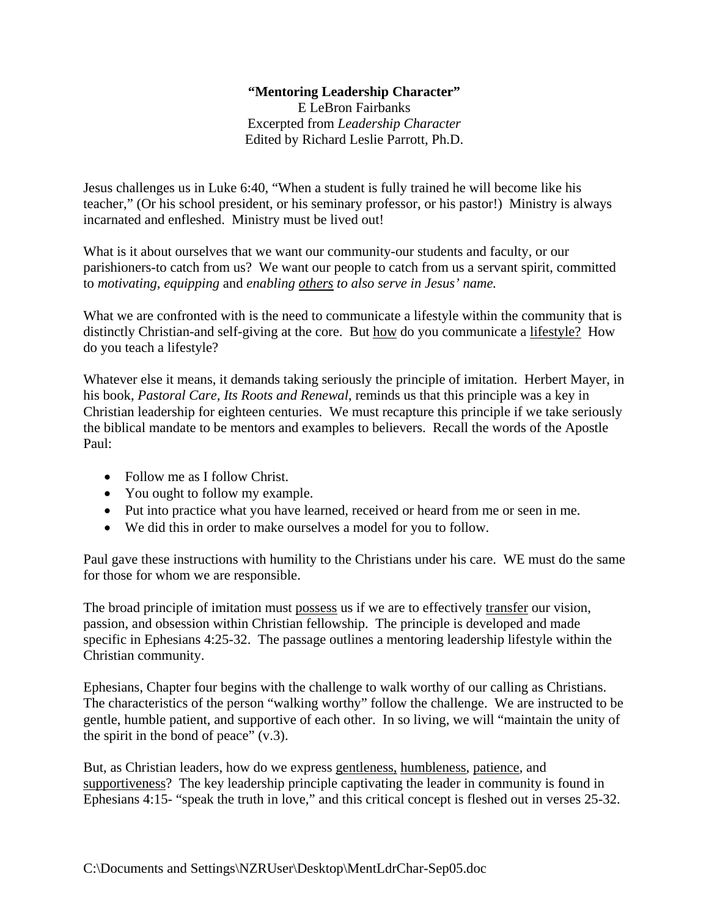**"Mentoring Leadership Character"**
E LeBron Fairbanks
Excerpted from *Leadership Character*
Edited by Richard Leslie Parrott, Ph.D.

Jesus challenges us in Luke 6:40, "When a student is fully trained he will become like his teacher," (Or his school president, or his seminary professor, or his pastor!) Ministry is always incarnated and enfleshed. Ministry must be lived out!

What is it about ourselves that we want our community-our students and faculty, or our parishioners-to catch from us? We want our people to catch from us a servant spirit, committed to *motivating, equipping* and *enabling <u>others</u> to also serve in Jesus' name.*

What we are confronted with is the need to communicate a lifestyle within the community that is distinctly Christian-and self-giving at the core. But <u>how</u> do you communicate a <u>lifestyle?</u> How do you teach a lifestyle?

Whatever else it means, it demands taking seriously the principle of imitation. Herbert Mayer, in his book, *Pastoral Care, Its Roots and Renewal*, reminds us that this principle was a key in Christian leadership for eighteen centuries. We must recapture this principle if we take seriously the biblical mandate to be mentors and examples to believers. Recall the words of the Apostle Paul:

- Follow me as I follow Christ.
- You ought to follow my example.
- Put into practice what you have learned, received or heard from me or seen in me.
- We did this in order to make ourselves a model for you to follow.

Paul gave these instructions with humility to the Christians under his care. WE must do the same for those for whom we are responsible.

The broad principle of imitation must <u>possess</u> us if we are to effectively <u>transfer</u> our vision, passion, and obsession within Christian fellowship. The principle is developed and made specific in Ephesians 4:25-32. The passage outlines a mentoring leadership lifestyle within the Christian community.

Ephesians, Chapter four begins with the challenge to walk worthy of our calling as Christians. The characteristics of the person "walking worthy" follow the challenge. We are instructed to be gentle, humble patient, and supportive of each other. In so living, we will "maintain the unity of the spirit in the bond of peace" (v.3).

But, as Christian leaders, how do we express <u>gentleness,</u> <u>humbleness</u>, <u>patience</u>, and <u>supportiveness</u>? The key leadership principle captivating the leader in community is found in Ephesians 4:15- "speak the truth in love," and this critical concept is fleshed out in verses 25-32.

C:\Documents and Settings\NZRUser\Desktop\MentLdrChar-Sep05.doc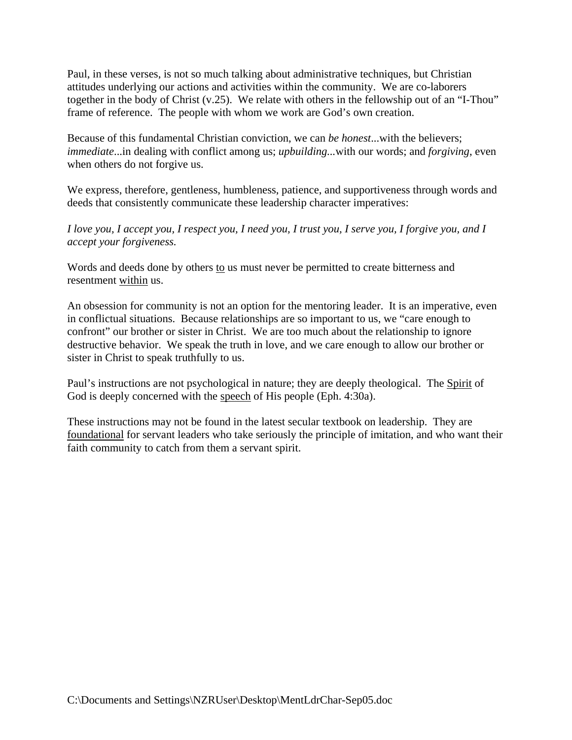Paul, in these verses, is not so much talking about administrative techniques, but Christian attitudes underlying our actions and activities within the community. We are co-laborers together in the body of Christ (v.25). We relate with others in the fellowship out of an "I-Thou" frame of reference. The people with whom we work are God's own creation.

Because of this fundamental Christian conviction, we can *be honest*...with the believers; *immediate*...in dealing with conflict among us; *upbuilding*...with our words; and *forgiving*, even when others do not forgive us.

We express, therefore, gentleness, humbleness, patience, and supportiveness through words and deeds that consistently communicate these leadership character imperatives:

*I love you, I accept you, I respect you, I need you, I trust you, I serve you, I forgive you, and I accept your forgiveness.*

Words and deeds done by others <u>to</u> us must never be permitted to create bitterness and resentment <u>within</u> us.

An obsession for community is not an option for the mentoring leader. It is an imperative, even in conflictual situations. Because relationships are so important to us, we "care enough to confront" our brother or sister in Christ. We are too much about the relationship to ignore destructive behavior. We speak the truth in love, and we care enough to allow our brother or sister in Christ to speak truthfully to us.

Paul's instructions are not psychological in nature; they are deeply theological. The <u>Spirit</u> of God is deeply concerned with the <u>speech</u> of His people (Eph. 4:30a).

These instructions may not be found in the latest secular textbook on leadership. They are <u>foundational</u> for servant leaders who take seriously the principle of imitation, and who want their faith community to catch from them a servant spirit.